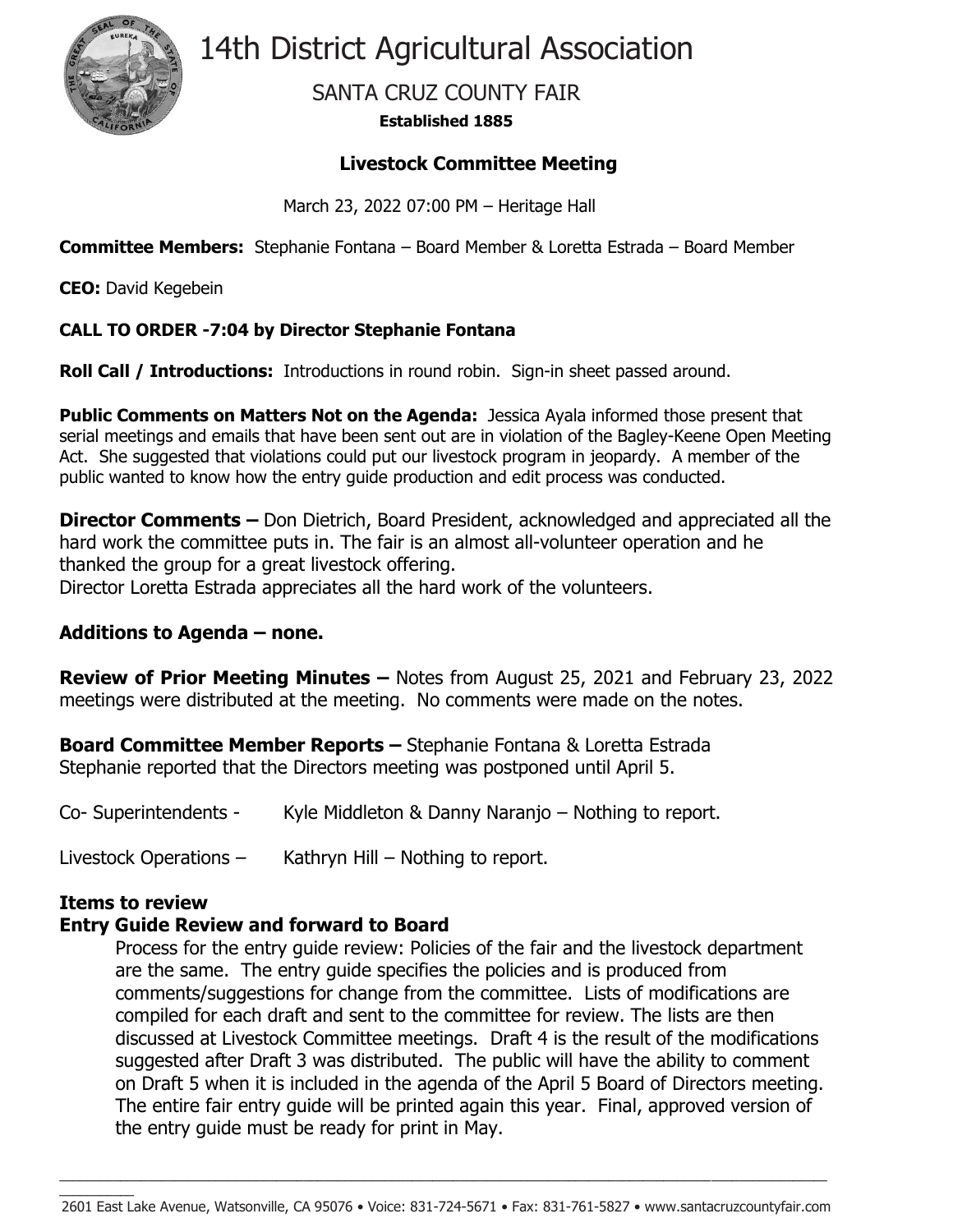# 14th District Agricultural Association

SANTA CRUZ COUNTY FAIR

**Established 1885**

## Livestock Committee Meeting

March 23, 2022 07:00 PM – Heritage Hall

**Committee Members:** Stephanie Fontana – Board Member & Loretta Estrada – Board Member

**CEO:** David Kegebein

**CALL TO ORDER -7:04 by Director Stephanie Fontana**

**Roll Call / Introductions:** Introductions in round robin. Sign-in sheet passed around.

**Public Comments on Matters Not on the Agenda:** Jessica Ayala informed those present that serial meetings and emails that have been sent out are in violation of the Bagley-Keene Open Meeting Act. She suggested that violations could put our livestock program in jeopardy. A member of the public wanted to know how the entry guide production and edit process was conducted.

**Director Comments –** Don Dietrich, Board President, acknowledged and appreciated all the hard work the committee puts in. The fair is an almost all-volunteer operation and he thanked the group for a great livestock offering.
Director Loretta Estrada appreciates all the hard work of the volunteers.

**Additions to Agenda – none.**

**Review of Prior Meeting Minutes –** Notes from August 25, 2021 and February 23, 2022 meetings were distributed at the meeting. No comments were made on the notes.

**Board Committee Member Reports –** Stephanie Fontana & Loretta Estrada
Stephanie reported that the Directors meeting was postponed until April 5.

Co- Superintendents - Kyle Middleton & Danny Naranjo – Nothing to report.

Livestock Operations – Kathryn Hill – Nothing to report.

**Items to review**

**Entry Guide Review and forward to Board**

Process for the entry guide review: Policies of the fair and the livestock department are the same. The entry guide specifies the policies and is produced from comments/suggestions for change from the committee. Lists of modifications are compiled for each draft and sent to the committee for review. The lists are then discussed at Livestock Committee meetings. Draft 4 is the result of the modifications suggested after Draft 3 was distributed. The public will have the ability to comment on Draft 5 when it is included in the agenda of the April 5 Board of Directors meeting. The entire fair entry guide will be printed again this year. Final, approved version of the entry guide must be ready for print in May.

2601 East Lake Avenue, Watsonville, CA 95076 • Voice: 831-724-5671 • Fax: 831-761-5827 • www.santacruzcountyfair.com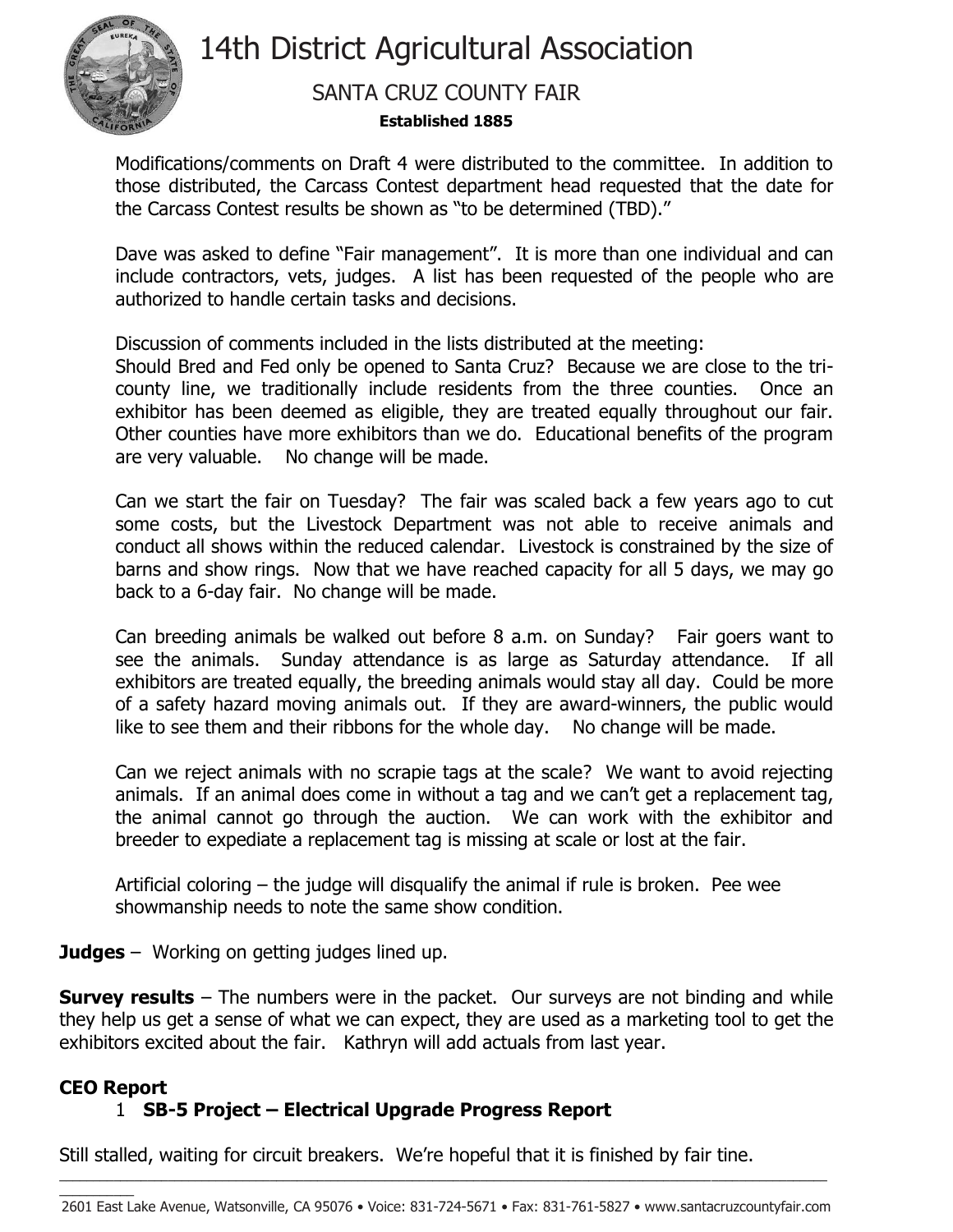Modifications/comments on Draft 4 were distributed to the committee. In addition to those distributed, the Carcass Contest department head requested that the date for the Carcass Contest results be shown as "to be determined (TBD)."

Dave was asked to define "Fair management". It is more than one individual and can include contractors, vets, judges. A list has been requested of the people who are authorized to handle certain tasks and decisions.

Discussion of comments included in the lists distributed at the meeting:
Should Bred and Fed only be opened to Santa Cruz? Because we are close to the tri-county line, we traditionally include residents from the three counties. Once an exhibitor has been deemed as eligible, they are treated equally throughout our fair. Other counties have more exhibitors than we do. Educational benefits of the program are very valuable. No change will be made.

Can we start the fair on Tuesday? The fair was scaled back a few years ago to cut some costs, but the Livestock Department was not able to receive animals and conduct all shows within the reduced calendar. Livestock is constrained by the size of barns and show rings. Now that we have reached capacity for all 5 days, we may go back to a 6-day fair. No change will be made.

Can breeding animals be walked out before 8 a.m. on Sunday? Fair goers want to see the animals. Sunday attendance is as large as Saturday attendance. If all exhibitors are treated equally, the breeding animals would stay all day. Could be more of a safety hazard moving animals out. If they are award-winners, the public would like to see them and their ribbons for the whole day. No change will be made.

Can we reject animals with no scrapie tags at the scale? We want to avoid rejecting animals. If an animal does come in without a tag and we can't get a replacement tag, the animal cannot go through the auction. We can work with the exhibitor and breeder to expediate a replacement tag is missing at scale or lost at the fair.

Artificial coloring – the judge will disqualify the animal if rule is broken. Pee wee showmanship needs to note the same show condition.

**Judges** – Working on getting judges lined up.

**Survey results** – The numbers were in the packet. Our surveys are not binding and while they help us get a sense of what we can expect, they are used as a marketing tool to get the exhibitors excited about the fair. Kathryn will add actuals from last year.

**CEO Report**

1 **SB-5 Project – Electrical Upgrade Progress Report**

Still stalled, waiting for circuit breakers. We're hopeful that it is finished by fair tine.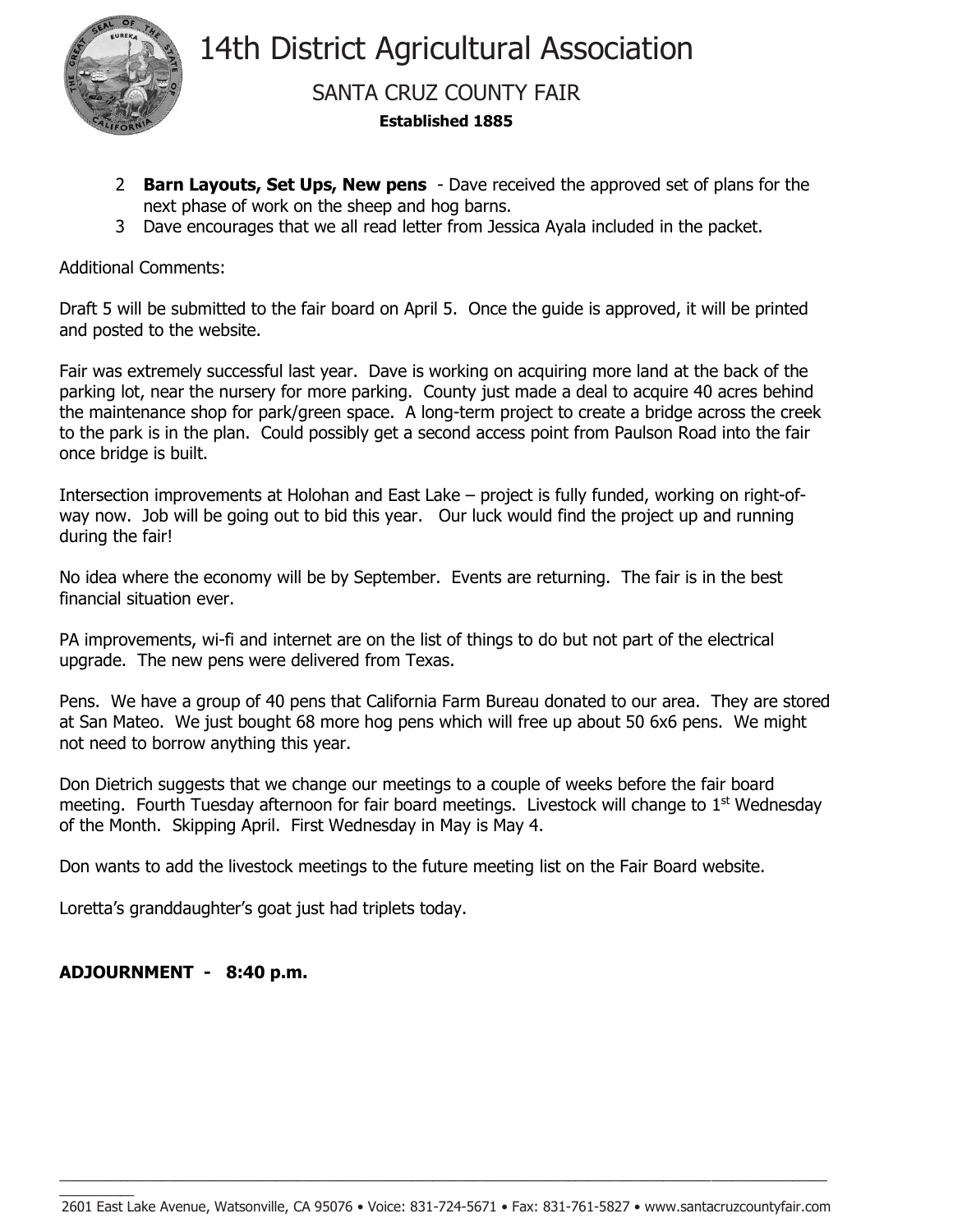# 14th District Agricultural Association

SANTA CRUZ COUNTY FAIR

**Established 1885**

2. **Barn Layouts, Set Ups, New pens** - Dave received the approved set of plans for the next phase of work on the sheep and hog barns.
3. Dave encourages that we all read letter from Jessica Ayala included in the packet.

Additional Comments:

Draft 5 will be submitted to the fair board on April 5. Once the guide is approved, it will be printed and posted to the website.

Fair was extremely successful last year. Dave is working on acquiring more land at the back of the parking lot, near the nursery for more parking. County just made a deal to acquire 40 acres behind the maintenance shop for park/green space. A long-term project to create a bridge across the creek to the park is in the plan. Could possibly get a second access point from Paulson Road into the fair once bridge is built.

Intersection improvements at Holohan and East Lake – project is fully funded, working on right-of-way now. Job will be going out to bid this year. Our luck would find the project up and running during the fair!

No idea where the economy will be by September. Events are returning. The fair is in the best financial situation ever.

PA improvements, wi-fi and internet are on the list of things to do but not part of the electrical upgrade. The new pens were delivered from Texas.

Pens. We have a group of 40 pens that California Farm Bureau donated to our area. They are stored at San Mateo. We just bought 68 more hog pens which will free up about 50 6x6 pens. We might not need to borrow anything this year.

Don Dietrich suggests that we change our meetings to a couple of weeks before the fair board meeting. Fourth Tuesday afternoon for fair board meetings. Livestock will change to 1st Wednesday of the Month. Skipping April. First Wednesday in May is May 4.

Don wants to add the livestock meetings to the future meeting list on the Fair Board website.

Loretta's granddaughter's goat just had triplets today.

**ADJOURNMENT - 8:40 p.m.**

2601 East Lake Avenue, Watsonville, CA 95076 • Voice: 831-724-5671 • Fax: 831-761-5827 • www.santacruzcountyfair.com